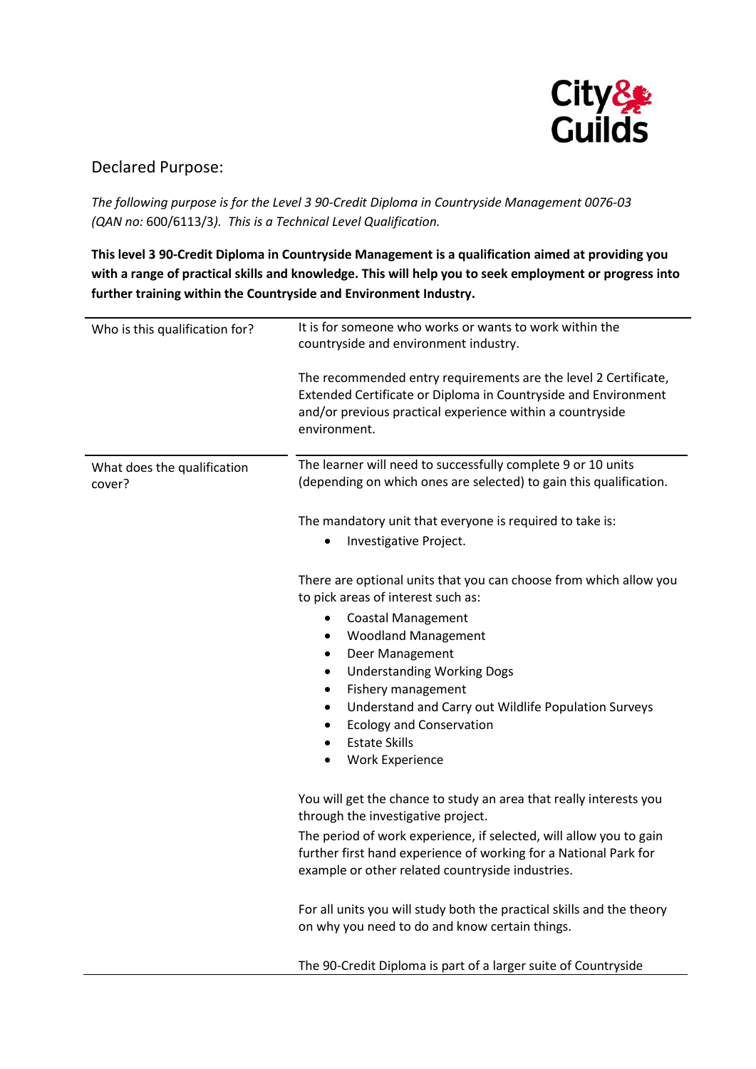City & Guilds

## Declared Purpose:

*The following purpose is for the Level 3 90-Credit Diploma in Countryside Management 0076-03 (QAN no:* 600/6113/3*). This is a Technical Level Qualification.*

**This level 3 90-Credit Diploma in Countryside Management is a qualification aimed at providing you with a range of practical skills and knowledge. This will help you to seek employment or progress into further training within the Countryside and Environment Industry.**

| | |
|---|---|
| Who is this qualification for? | It is for someone who works or wants to work within the countryside and environment industry.<br><br>The recommended entry requirements are the level 2 Certificate, Extended Certificate or Diploma in Countryside and Environment and/or previous practical experience within a countryside environment. |
| What does the qualification cover? | The learner will need to successfully complete 9 or 10 units (depending on which ones are selected) to gain this qualification.<br><br>The mandatory unit that everyone is required to take is:<br>• Investigative Project.<br><br>There are optional units that you can choose from which allow you to pick areas of interest such as:<br>• Coastal Management<br>• Woodland Management<br>• Deer Management<br>• Understanding Working Dogs<br>• Fishery management<br>• Understand and Carry out Wildlife Population Surveys<br>• Ecology and Conservation<br>• Estate Skills<br>• Work Experience<br><br>You will get the chance to study an area that really interests you through the investigative project.<br>The period of work experience, if selected, will allow you to gain further first hand experience of working for a National Park for example or other related countryside industries.<br><br>For all units you will study both the practical skills and the theory on why you need to do and know certain things.<br><br>The 90-Credit Diploma is part of a larger suite of Countryside |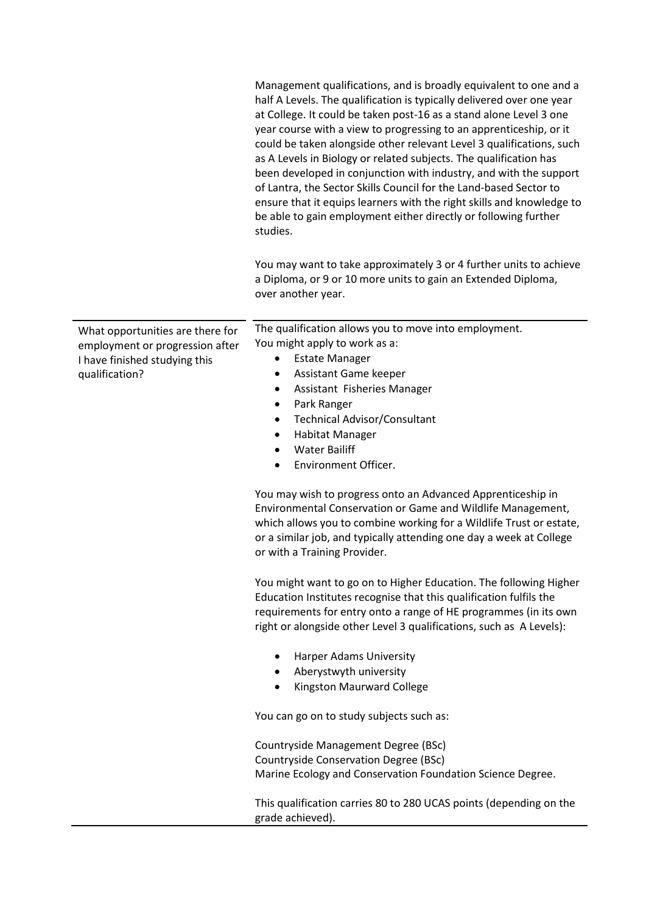| | |
|---|---|
| | Management qualifications, and is broadly equivalent to one and a half A Levels. The qualification is typically delivered over one year at College. It could be taken post-16 as a stand alone Level 3 one year course with a view to progressing to an apprenticeship, or it could be taken alongside other relevant Level 3 qualifications, such as A Levels in Biology or related subjects. The qualification has been developed in conjunction with industry, and with the support of Lantra, the Sector Skills Council for the Land-based Sector to ensure that it equips learners with the right skills and knowledge to be able to gain employment either directly or following further studies.<br><br>You may want to take approximately 3 or 4 further units to achieve a Diploma, or 9 or 10 more units to gain an Extended Diploma, over another year. |
| What opportunities are there for employment or progression after I have finished studying this qualification? | The qualification allows you to move into employment.<br>You might apply to work as a:<br>• Estate Manager<br>• Assistant Game keeper<br>• Assistant Fisheries Manager<br>• Park Ranger<br>• Technical Advisor/Consultant<br>• Habitat Manager<br>• Water Bailiff<br>• Environment Officer.<br><br>You may wish to progress onto an Advanced Apprenticeship in Environmental Conservation or Game and Wildlife Management, which allows you to combine working for a Wildlife Trust or estate, or a similar job, and typically attending one day a week at College or with a Training Provider.<br><br>You might want to go on to Higher Education. The following Higher Education Institutes recognise that this qualification fulfils the requirements for entry onto a range of HE programmes (in its own right or alongside other Level 3 qualifications, such as A Levels):<br><br>• Harper Adams University<br>• Aberystwyth university<br>• Kingston Maurward College<br><br>You can go on to study subjects such as:<br><br>Countryside Management Degree (BSc)<br>Countryside Conservation Degree (BSc)<br>Marine Ecology and Conservation Foundation Science Degree.<br><br>This qualification carries 80 to 280 UCAS points (depending on the grade achieved). |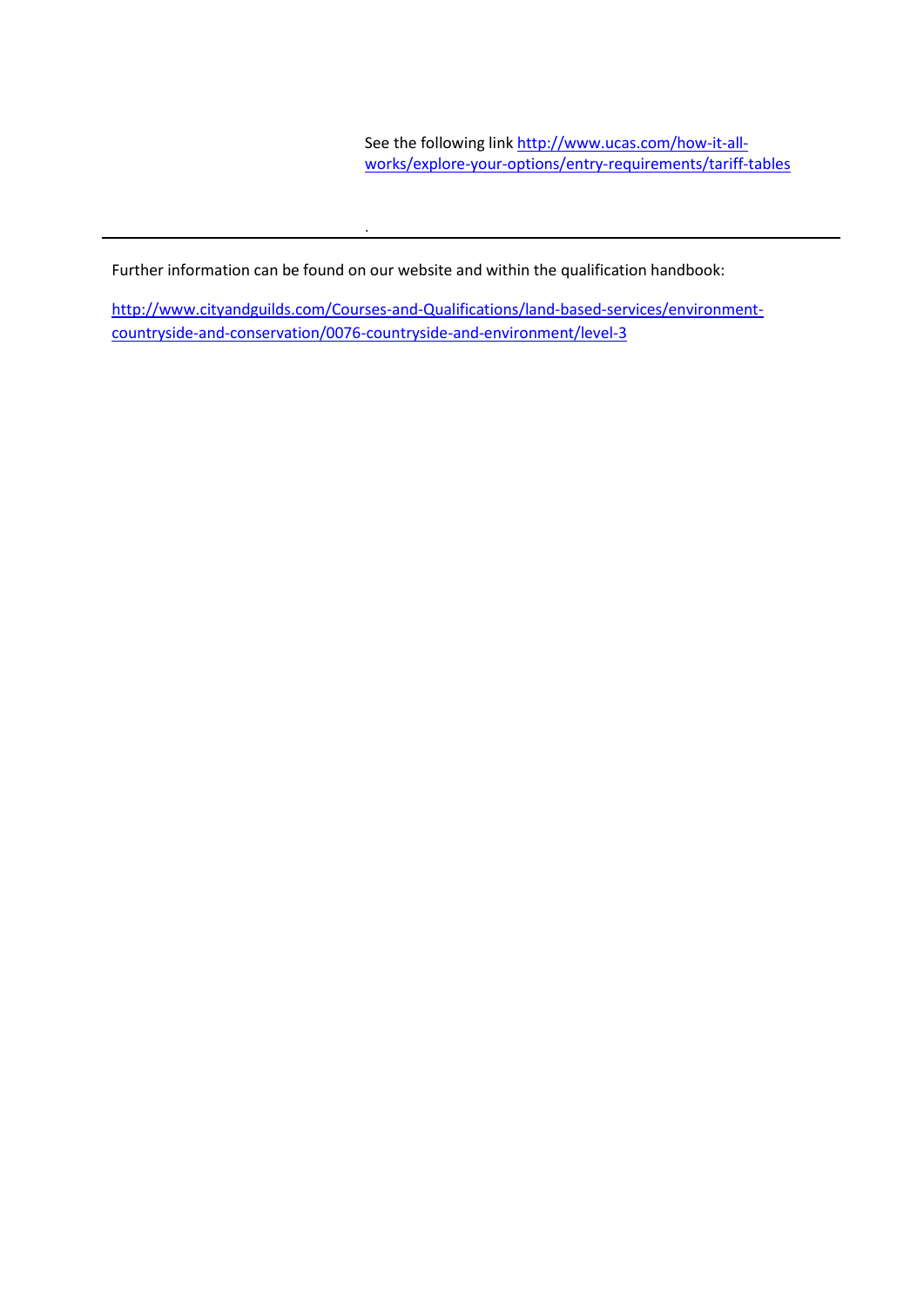See the following link http://www.ucas.com/how-it-all-works/explore-your-options/entry-requirements/tariff-tables

.

---

Further information can be found on our website and within the qualification handbook:

http://www.cityandguilds.com/Courses-and-Qualifications/land-based-services/environment-countryside-and-conservation/0076-countryside-and-environment/level-3